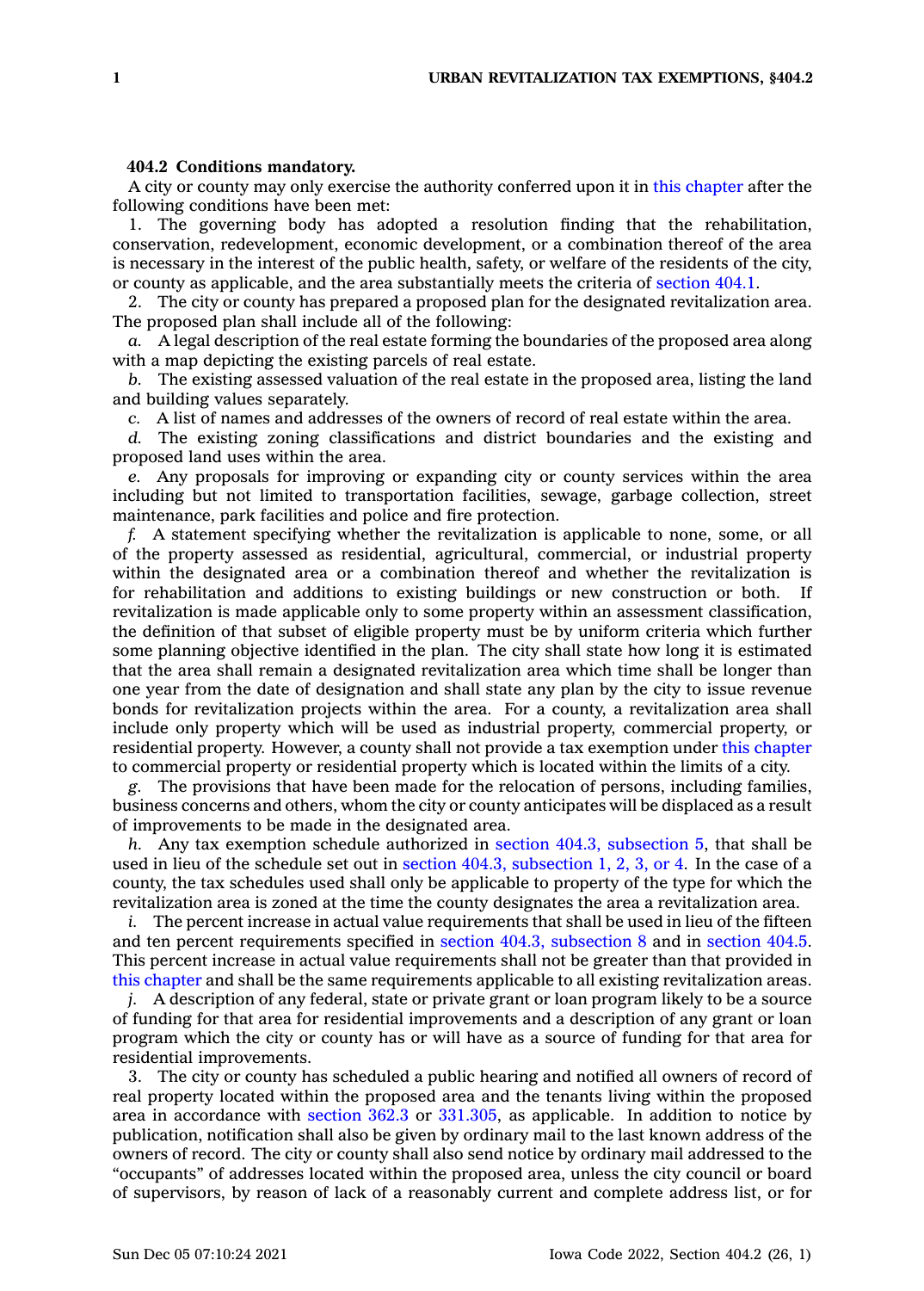**404.2 Conditions mandatory.**

A city or county may only exercise the authority conferred upon it in this chapter after the following conditions have been met:

1. The governing body has adopted a resolution finding that the rehabilitation, conservation, redevelopment, economic development, or a combination thereof of the area is necessary in the interest of the public health, safety, or welfare of the residents of the city, or county as applicable, and the area substantially meets the criteria of section 404.1.

2. The city or county has prepared a proposed plan for the designated revitalization area. The proposed plan shall include all of the following:

*a.* A legal description of the real estate forming the boundaries of the proposed area along with a map depicting the existing parcels of real estate.

*b.* The existing assessed valuation of the real estate in the proposed area, listing the land and building values separately.

*c.* A list of names and addresses of the owners of record of real estate within the area.

*d.* The existing zoning classifications and district boundaries and the existing and proposed land uses within the area.

*e.* Any proposals for improving or expanding city or county services within the area including but not limited to transportation facilities, sewage, garbage collection, street maintenance, park facilities and police and fire protection.

*f.* A statement specifying whether the revitalization is applicable to none, some, or all of the property assessed as residential, agricultural, commercial, or industrial property within the designated area or a combination thereof and whether the revitalization is for rehabilitation and additions to existing buildings or new construction or both. If revitalization is made applicable only to some property within an assessment classification, the definition of that subset of eligible property must be by uniform criteria which further some planning objective identified in the plan. The city shall state how long it is estimated that the area shall remain a designated revitalization area which time shall be longer than one year from the date of designation and shall state any plan by the city to issue revenue bonds for revitalization projects within the area. For a county, a revitalization area shall include only property which will be used as industrial property, commercial property, or residential property. However, a county shall not provide a tax exemption under this chapter to commercial property or residential property which is located within the limits of a city.

*g.* The provisions that have been made for the relocation of persons, including families, business concerns and others, whom the city or county anticipates will be displaced as a result of improvements to be made in the designated area.

*h.* Any tax exemption schedule authorized in section 404.3, subsection 5, that shall be used in lieu of the schedule set out in section 404.3, subsection 1, 2, 3, or 4. In the case of a county, the tax schedules used shall only be applicable to property of the type for which the revitalization area is zoned at the time the county designates the area a revitalization area.

*i.* The percent increase in actual value requirements that shall be used in lieu of the fifteen and ten percent requirements specified in section 404.3, subsection 8 and in section 404.5. This percent increase in actual value requirements shall not be greater than that provided in this chapter and shall be the same requirements applicable to all existing revitalization areas.

*j.* A description of any federal, state or private grant or loan program likely to be a source of funding for that area for residential improvements and a description of any grant or loan program which the city or county has or will have as a source of funding for that area for residential improvements.

3. The city or county has scheduled a public hearing and notified all owners of record of real property located within the proposed area and the tenants living within the proposed area in accordance with section 362.3 or 331.305, as applicable. In addition to notice by publication, notification shall also be given by ordinary mail to the last known address of the owners of record. The city or county shall also send notice by ordinary mail addressed to the "occupants" of addresses located within the proposed area, unless the city council or board of supervisors, by reason of lack of a reasonably current and complete address list, or for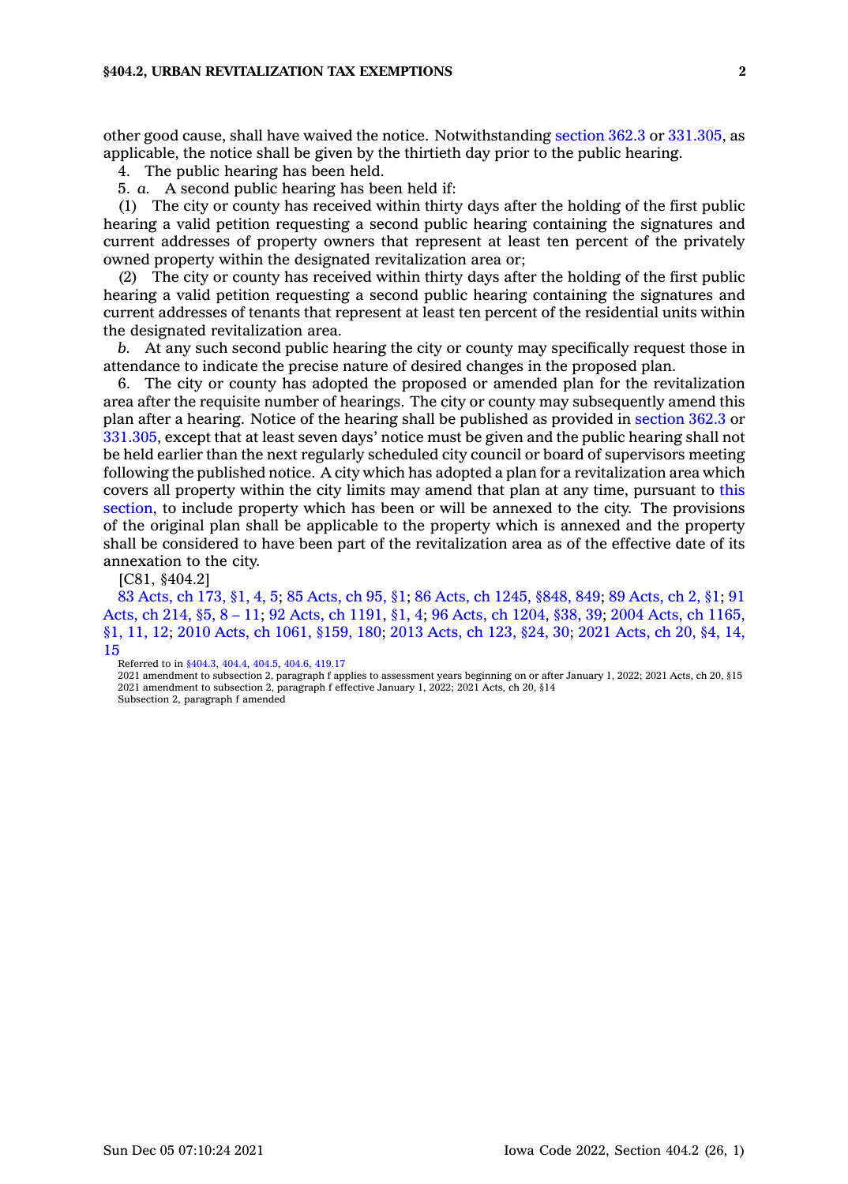other good cause, shall have waived the notice. Notwithstanding section 362.3 or 331.305, as applicable, the notice shall be given by the thirtieth day prior to the public hearing.

4. The public hearing has been held.

5. *a.* A second public hearing has been held if:

(1) The city or county has received within thirty days after the holding of the first public hearing a valid petition requesting a second public hearing containing the signatures and current addresses of property owners that represent at least ten percent of the privately owned property within the designated revitalization area or;

(2) The city or county has received within thirty days after the holding of the first public hearing a valid petition requesting a second public hearing containing the signatures and current addresses of tenants that represent at least ten percent of the residential units within the designated revitalization area.

*b.* At any such second public hearing the city or county may specifically request those in attendance to indicate the precise nature of desired changes in the proposed plan.

6. The city or county has adopted the proposed or amended plan for the revitalization area after the requisite number of hearings. The city or county may subsequently amend this plan after a hearing. Notice of the hearing shall be published as provided in section 362.3 or 331.305, except that at least seven days' notice must be given and the public hearing shall not be held earlier than the next regularly scheduled city council or board of supervisors meeting following the published notice. A city which has adopted a plan for a revitalization area which covers all property within the city limits may amend that plan at any time, pursuant to this section, to include property which has been or will be annexed to the city. The provisions of the original plan shall be applicable to the property which is annexed and the property shall be considered to have been part of the revitalization area as of the effective date of its annexation to the city.

[C81, §404.2]

83 Acts, ch 173, §1, 4, 5; 85 Acts, ch 95, §1; 86 Acts, ch 1245, §848, 849; 89 Acts, ch 2, §1; 91 Acts, ch 214, §5, 8 – 11; 92 Acts, ch 1191, §1, 4; 96 Acts, ch 1204, §38, 39; 2004 Acts, ch 1165, §1, 11, 12; 2010 Acts, ch 1061, §159, 180; 2013 Acts, ch 123, §24, 30; 2021 Acts, ch 20, §4, 14, 15

Referred to in §404.3, 404.4, 404.5, 404.6, 419.17

2021 amendment to subsection 2, paragraph f applies to assessment years beginning on or after January 1, 2022; 2021 Acts, ch 20, §15

2021 amendment to subsection 2, paragraph f effective January 1, 2022; 2021 Acts, ch 20, §14

Subsection 2, paragraph f amended